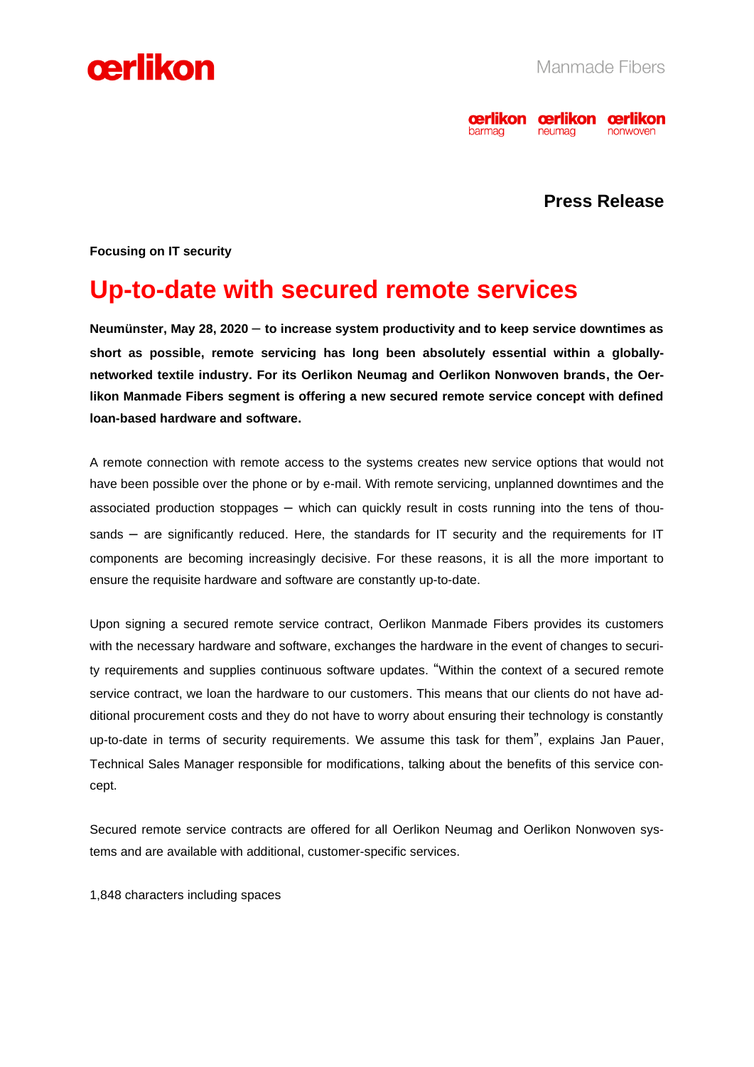oerlikon

Manmade Fibers

oerlikon barmag | oerlikon neumag | oerlikon nonwoven

**Press Release**

**Focusing on IT security**

# Up-to-date with secured remote services

**Neumünster, May 28, 2020 – to increase system productivity and to keep service downtimes as short as possible, remote servicing has long been absolutely essential within a globally-networked textile industry. For its Oerlikon Neumag and Oerlikon Nonwoven brands, the Oerlikon Manmade Fibers segment is offering a new secured remote service concept with defined loan-based hardware and software.**

A remote connection with remote access to the systems creates new service options that would not have been possible over the phone or by e-mail. With remote servicing, unplanned downtimes and the associated production stoppages – which can quickly result in costs running into the tens of thousands – are significantly reduced. Here, the standards for IT security and the requirements for IT components are becoming increasingly decisive. For these reasons, it is all the more important to ensure the requisite hardware and software are constantly up-to-date.

Upon signing a secured remote service contract, Oerlikon Manmade Fibers provides its customers with the necessary hardware and software, exchanges the hardware in the event of changes to security requirements and supplies continuous software updates. "Within the context of a secured remote service contract, we loan the hardware to our customers. This means that our clients do not have additional procurement costs and they do not have to worry about ensuring their technology is constantly up-to-date in terms of security requirements. We assume this task for them", explains Jan Pauer, Technical Sales Manager responsible for modifications, talking about the benefits of this service concept.

Secured remote service contracts are offered for all Oerlikon Neumag and Oerlikon Nonwoven systems and are available with additional, customer-specific services.

1,848 characters including spaces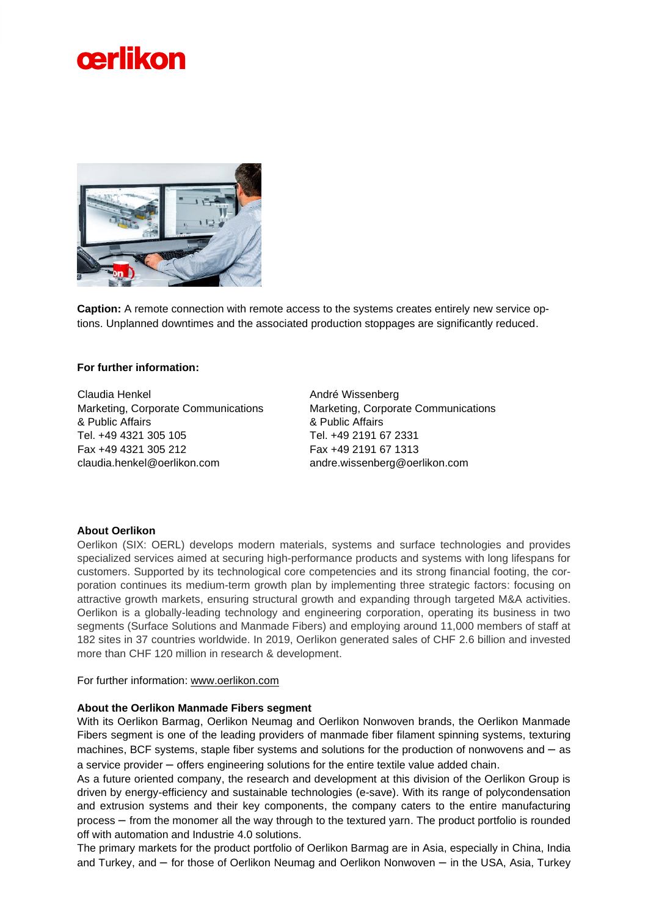**Caption:** A remote connection with remote access to the systems creates entirely new service options. Unplanned downtimes and the associated production stoppages are significantly reduced.

**For further information:**

Claudia Henkel
Marketing, Corporate Communications & Public Affairs
Tel. +49 4321 305 105
Fax +49 4321 305 212
claudia.henkel@oerlikon.com

André Wissenberg
Marketing, Corporate Communications & Public Affairs
Tel. +49 2191 67 2331
Fax +49 2191 67 1313
andre.wissenberg@oerlikon.com

**About Oerlikon**

Oerlikon (SIX: OERL) develops modern materials, systems and surface technologies and provides specialized services aimed at securing high-performance products and systems with long lifespans for customers. Supported by its technological core competencies and its strong financial footing, the corporation continues its medium-term growth plan by implementing three strategic factors: focusing on attractive growth markets, ensuring structural growth and expanding through targeted M&A activities. Oerlikon is a globally-leading technology and engineering corporation, operating its business in two segments (Surface Solutions and Manmade Fibers) and employing around 11,000 members of staff at 182 sites in 37 countries worldwide. In 2019, Oerlikon generated sales of CHF 2.6 billion and invested more than CHF 120 million in research & development.

For further information: www.oerlikon.com

**About the Oerlikon Manmade Fibers segment**

With its Oerlikon Barmag, Oerlikon Neumag and Oerlikon Nonwoven brands, the Oerlikon Manmade Fibers segment is one of the leading providers of manmade fiber filament spinning systems, texturing machines, BCF systems, staple fiber systems and solutions for the production of nonwovens and – as a service provider – offers engineering solutions for the entire textile value added chain.
As a future oriented company, the research and development at this division of the Oerlikon Group is driven by energy-efficiency and sustainable technologies (e-save). With its range of polycondensation and extrusion systems and their key components, the company caters to the entire manufacturing process – from the monomer all the way through to the textured yarn. The product portfolio is rounded off with automation and Industrie 4.0 solutions.
The primary markets for the product portfolio of Oerlikon Barmag are in Asia, especially in China, India and Turkey, and – for those of Oerlikon Neumag and Oerlikon Nonwoven – in the USA, Asia, Turkey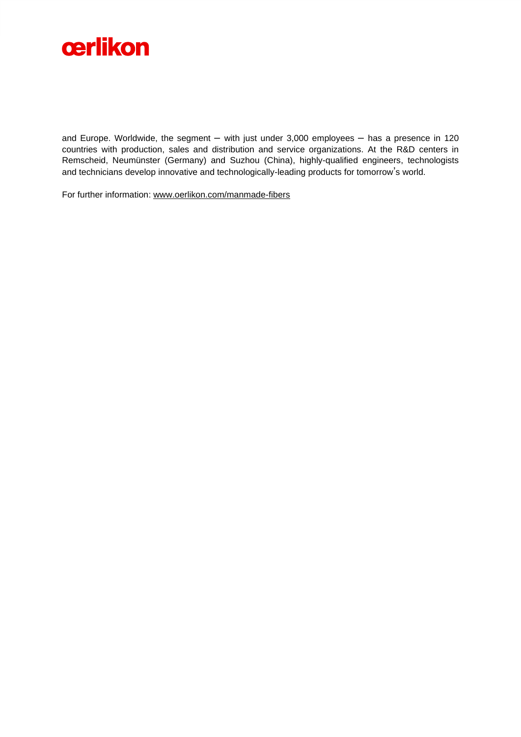and Europe. Worldwide, the segment – with just under 3,000 employees – has a presence in 120 countries with production, sales and distribution and service organizations. At the R&D centers in Remscheid, Neumünster (Germany) and Suzhou (China), highly-qualified engineers, technologists and technicians develop innovative and technologically-leading products for tomorrow's world.

For further information: www.oerlikon.com/manmade-fibers